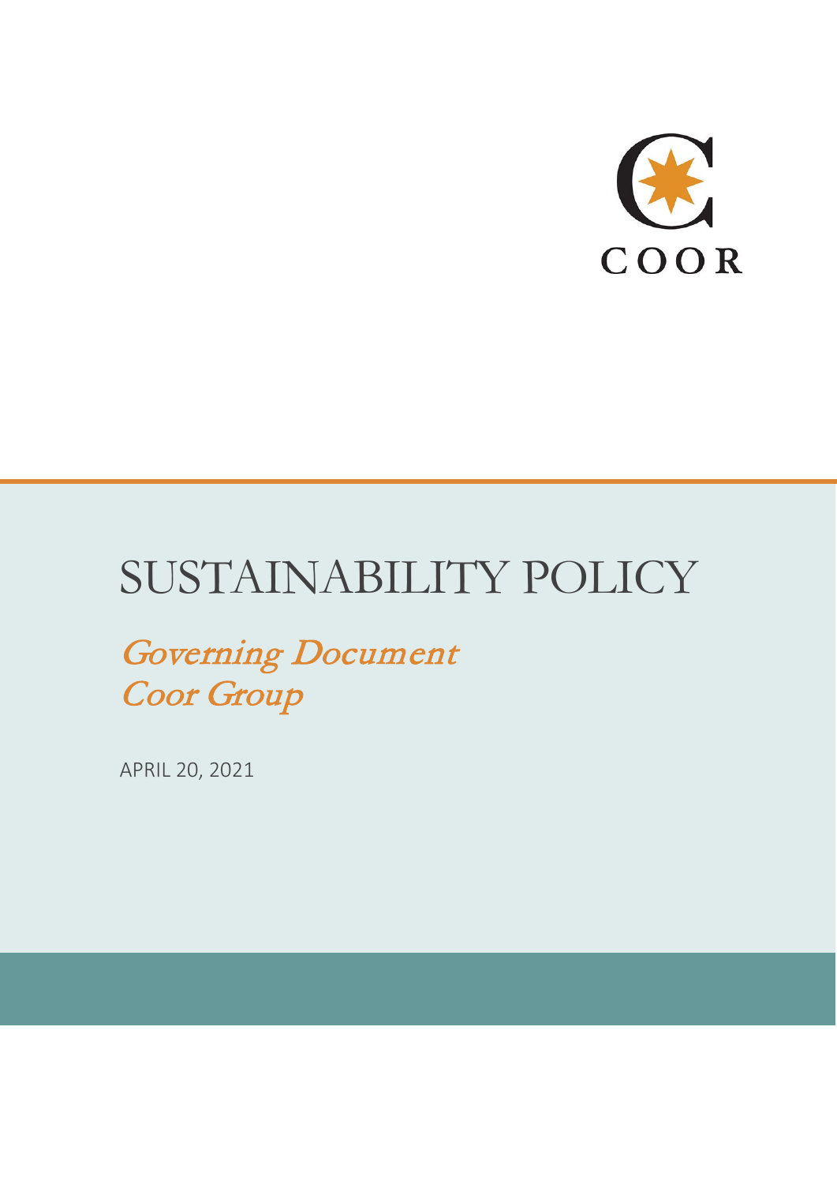COOR

# SUSTAINABILITY POLICY

*Governing Document*
*Coor Group*

APRIL 20, 2021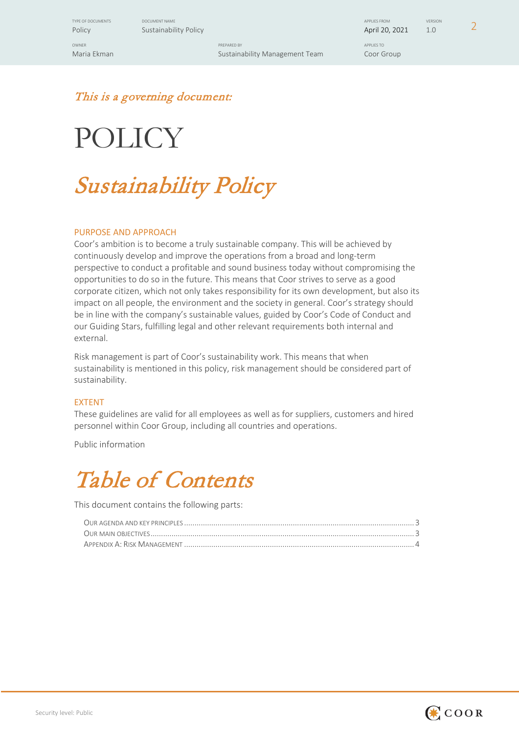*This is a governing document:*

# POLICY

# *Sustainability Policy*

## PURPOSE AND APPROACH

Coor's ambition is to become a truly sustainable company. This will be achieved by continuously develop and improve the operations from a broad and long-term perspective to conduct a profitable and sound business today without compromising the opportunities to do so in the future. This means that Coor strives to serve as a good corporate citizen, which not only takes responsibility for its own development, but also its impact on all people, the environment and the society in general. Coor's strategy should be in line with the company's sustainable values, guided by Coor's Code of Conduct and our Guiding Stars, fulfilling legal and other relevant requirements both internal and external.

Risk management is part of Coor's sustainability work. This means that when sustainability is mentioned in this policy, risk management should be considered part of sustainability.

## EXTENT

These guidelines are valid for all employees as well as for suppliers, customers and hired personnel within Coor Group, including all countries and operations.

Public information

# *Table of Contents*

This document contains the following parts:

- Our agenda and key principles ........ 3
- Our main objectives ........ 3
- Appendix A: Risk Management ........ 4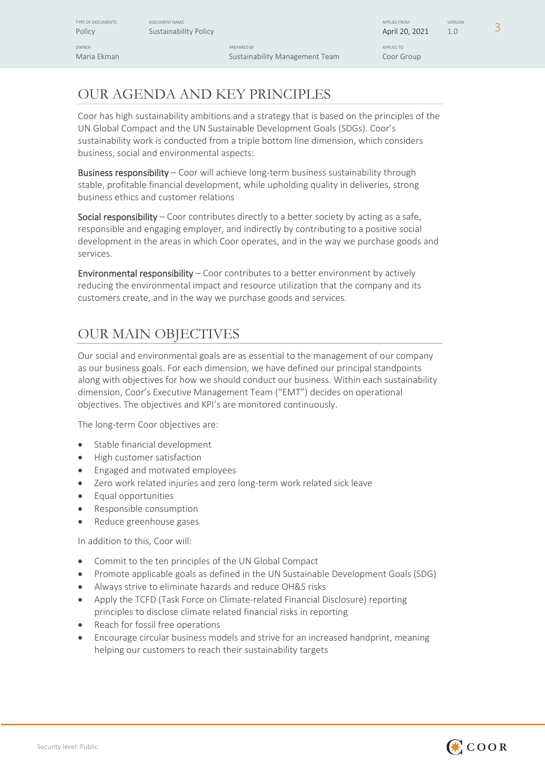## OUR AGENDA AND KEY PRINCIPLES

Coor has high sustainability ambitions and a strategy that is based on the principles of the UN Global Compact and the UN Sustainable Development Goals (SDGs). Coor's sustainability work is conducted from a triple bottom line dimension, which considers business, social and environmental aspects:

**Business responsibility** – Coor will achieve long-term business sustainability through stable, profitable financial development, while upholding quality in deliveries, strong business ethics and customer relations

**Social responsibility** – Coor contributes directly to a better society by acting as a safe, responsible and engaging employer, and indirectly by contributing to a positive social development in the areas in which Coor operates, and in the way we purchase goods and services.

**Environmental responsibility** – Coor contributes to a better environment by actively reducing the environmental impact and resource utilization that the company and its customers create, and in the way we purchase goods and services.

## OUR MAIN OBJECTIVES

Our social and environmental goals are as essential to the management of our company as our business goals. For each dimension, we have defined our principal standpoints along with objectives for how we should conduct our business. Within each sustainability dimension, Coor's Executive Management Team ("EMT") decides on operational objectives. The objectives and KPI's are monitored continuously.

The long-term Coor objectives are:

- Stable financial development
- High customer satisfaction
- Engaged and motivated employees
- Zero work related injuries and zero long-term work related sick leave
- Equal opportunities
- Responsible consumption
- Reduce greenhouse gases

In addition to this, Coor will:

- Commit to the ten principles of the UN Global Compact
- Promote applicable goals as defined in the UN Sustainable Development Goals (SDG)
- Always strive to eliminate hazards and reduce OH&S risks
- Apply the TCFD (Task Force on Climate-related Financial Disclosure) reporting principles to disclose climate related financial risks in reporting
- Reach for fossil free operations
- Encourage circular business models and strive for an increased handprint, meaning helping our customers to reach their sustainability targets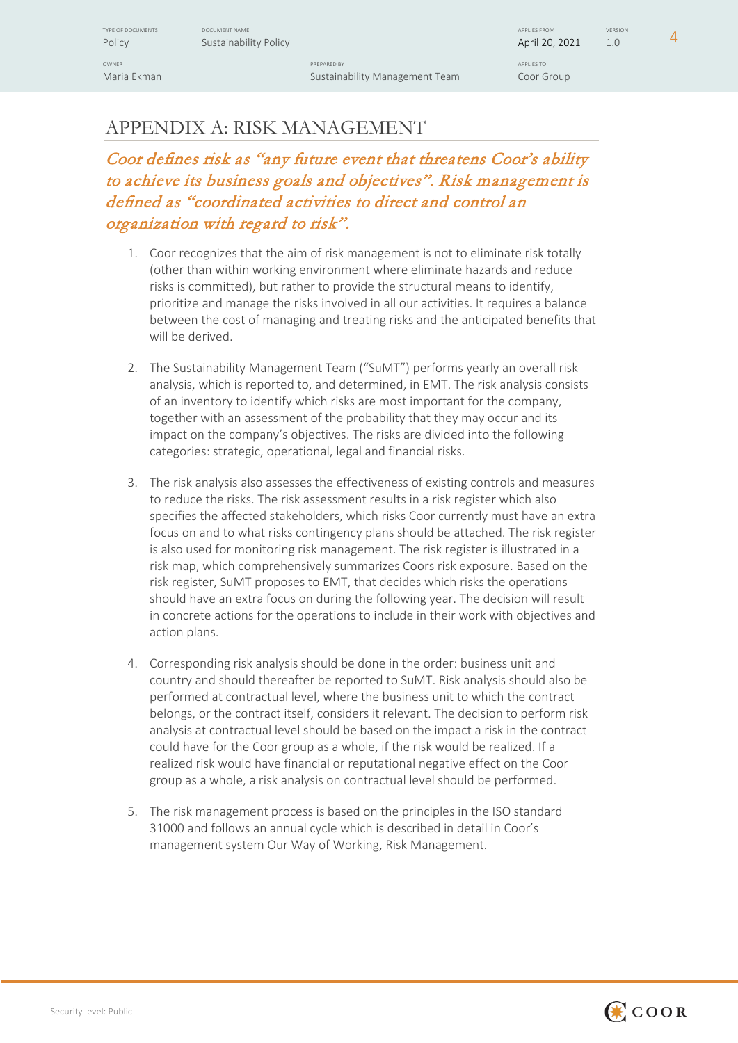# APPENDIX A: RISK MANAGEMENT

*Coor defines risk as "any future event that threatens Coor's ability to achieve its business goals and objectives". Risk management is defined as "coordinated activities to direct and control an organization with regard to risk".*

1. Coor recognizes that the aim of risk management is not to eliminate risk totally (other than within working environment where eliminate hazards and reduce risks is committed), but rather to provide the structural means to identify, prioritize and manage the risks involved in all our activities. It requires a balance between the cost of managing and treating risks and the anticipated benefits that will be derived.

2. The Sustainability Management Team ("SuMT") performs yearly an overall risk analysis, which is reported to, and determined, in EMT. The risk analysis consists of an inventory to identify which risks are most important for the company, together with an assessment of the probability that they may occur and its impact on the company's objectives. The risks are divided into the following categories: strategic, operational, legal and financial risks.

3. The risk analysis also assesses the effectiveness of existing controls and measures to reduce the risks. The risk assessment results in a risk register which also specifies the affected stakeholders, which risks Coor currently must have an extra focus on and to what risks contingency plans should be attached. The risk register is also used for monitoring risk management. The risk register is illustrated in a risk map, which comprehensively summarizes Coors risk exposure. Based on the risk register, SuMT proposes to EMT, that decides which risks the operations should have an extra focus on during the following year. The decision will result in concrete actions for the operations to include in their work with objectives and action plans.

4. Corresponding risk analysis should be done in the order: business unit and country and should thereafter be reported to SuMT. Risk analysis should also be performed at contractual level, where the business unit to which the contract belongs, or the contract itself, considers it relevant. The decision to perform risk analysis at contractual level should be based on the impact a risk in the contract could have for the Coor group as a whole, if the risk would be realized. If a realized risk would have financial or reputational negative effect on the Coor group as a whole, a risk analysis on contractual level should be performed.

5. The risk management process is based on the principles in the ISO standard 31000 and follows an annual cycle which is described in detail in Coor's management system Our Way of Working, Risk Management.